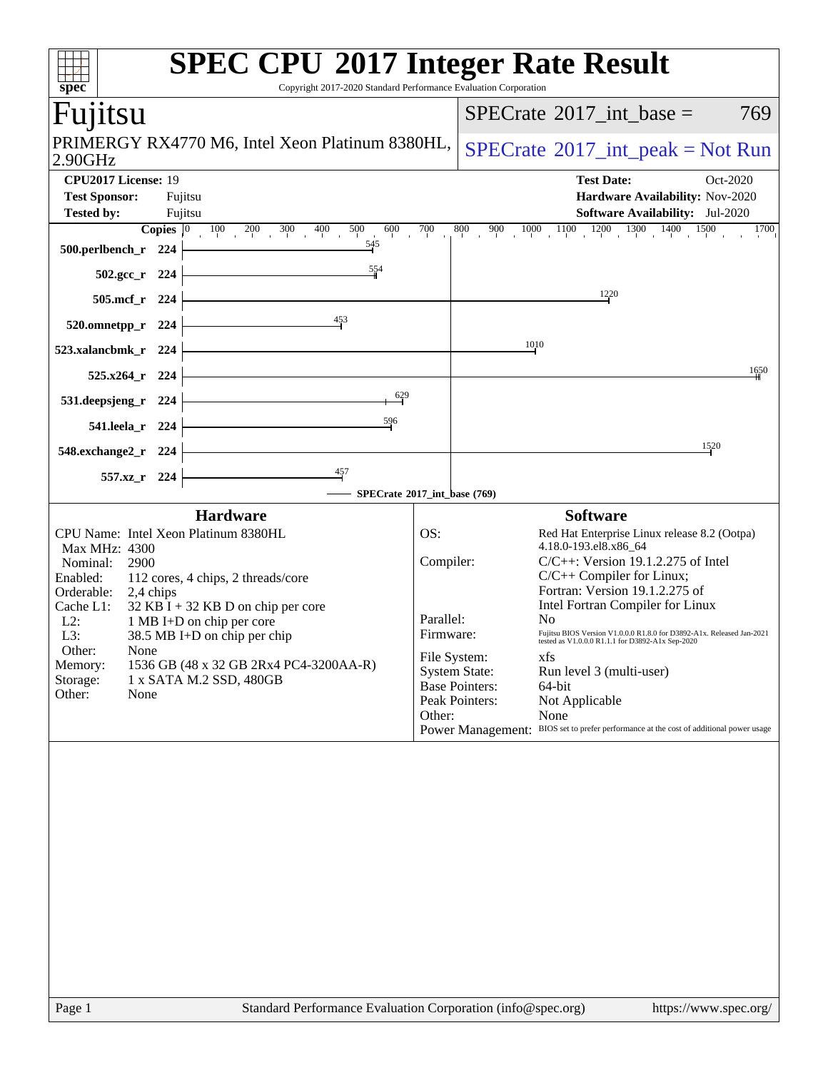# SPEC CPU 2017 Integer Rate Result

Copyright 2017-2020 Standard Performance Evaluation Corporation

## Fujitsu

PRIMERGY RX4770 M6, Intel Xeon Platinum 8380HL, 2.90GHz

SPECrate 2017_int_base = 769

SPECrate 2017_int_peak = Not Run

**CPU2017 License:** 19
**Test Sponsor:** Fujitsu
**Tested by:** Fujitsu

**Test Date:** Oct-2020
**Hardware Availability:** Nov-2020
**Software Availability:** Jul-2020

| Benchmark | Copies | SPECrate 2017_int_base |
|---|---|---|
| 500.perlbench_r | 224 | 545 |
| 502.gcc_r | 224 | 554 |
| 505.mcf_r | 224 | 1220 |
| 520.omnetpp_r | 224 | 453 |
| 523.xalancbmk_r | 224 | 1010 |
| 525.x264_r | 224 | 1650 |
| 531.deepsjeng_r | 224 | 629 |
| 541.leela_r | 224 | 596 |
| 548.exchange2_r | 224 | 1520 |
| 557.xz_r | 224 | 457 |

SPECrate 2017_int_base (769)

### Hardware

| | |
|---|---|
| CPU Name: | Intel Xeon Platinum 8380HL |
| Max MHz: | 4300 |
| Nominal: | 2900 |
| Enabled: | 112 cores, 4 chips, 2 threads/core |
| Orderable: | 2,4 chips |
| Cache L1: | 32 KB I + 32 KB D on chip per core |
| L2: | 1 MB I+D on chip per core |
| L3: | 38.5 MB I+D on chip per chip |
| Other: | None |
| Memory: | 1536 GB (48 x 32 GB 2Rx4 PC4-3200AA-R) |
| Storage: | 1 x SATA M.2 SSD, 480GB |
| Other: | None |

### Software

| | |
|---|---|
| OS: | Red Hat Enterprise Linux release 8.2 (Ootpa) 4.18.0-193.el8.x86_64 |
| Compiler: | C/C++: Version 19.1.2.275 of Intel C/C++ Compiler for Linux; Fortran: Version 19.1.2.275 of Intel Fortran Compiler for Linux |
| Parallel: | No |
| Firmware: | Fujitsu BIOS Version V1.0.0.0 R1.8.0 for D3892-A1x. Released Jan-2021 tested as V1.0.0.0 R1.1.1 for D3892-A1x Sep-2020 |
| File System: | xfs |
| System State: | Run level 3 (multi-user) |
| Base Pointers: | 64-bit |
| Peak Pointers: | Not Applicable |
| Other: | None |
| Power Management: | BIOS set to prefer performance at the cost of additional power usage |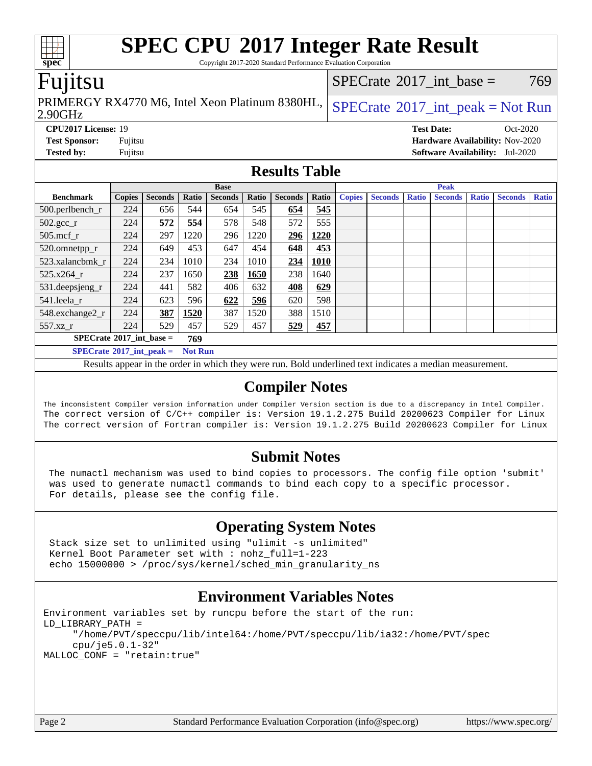# SPEC CPU 2017 Integer Rate Result

Copyright 2017-2020 Standard Performance Evaluation Corporation

## Fujitsu

PRIMERGY RX4770 M6, Intel Xeon Platinum 8380HL, 2.90GHz

SPECrate 2017_int_base = 769

SPECrate 2017_int_peak = Not Run

**CPU2017 License:** 19
**Test Sponsor:** Fujitsu
**Tested by:** Fujitsu

**Test Date:** Oct-2020
**Hardware Availability:** Nov-2020
**Software Availability:** Jul-2020

## Results Table

| | Base | | | | | | | Peak | | | | | | |
|---|---|---|---|---|---|---|---|---|---|---|---|---|---|---|
| **Benchmark** | **Copies** | **Seconds** | **Ratio** | **Seconds** | **Ratio** | **Seconds** | **Ratio** | **Copies** | **Seconds** | **Ratio** | **Seconds** | **Ratio** | **Seconds** | **Ratio** |
| 500.perlbench_r | 224 | 656 | 544 | 654 | 545 | **654** | **545** | | | | | | | |
| 502.gcc_r | 224 | **572** | **554** | 578 | 548 | 572 | 555 | | | | | | | |
| 505.mcf_r | 224 | 297 | 1220 | 296 | 1220 | **296** | **1220** | | | | | | | |
| 520.omnetpp_r | 224 | 649 | 453 | 647 | 454 | **648** | **453** | | | | | | | |
| 523.xalancbmk_r | 224 | 234 | 1010 | 234 | 1010 | **234** | **1010** | | | | | | | |
| 525.x264_r | 224 | 237 | 1650 | **238** | **1650** | 238 | 1640 | | | | | | | |
| 531.deepsjeng_r | 224 | 441 | 582 | 406 | 632 | **408** | **629** | | | | | | | |
| 541.leela_r | 224 | 623 | 596 | **622** | **596** | 620 | 598 | | | | | | | |
| 548.exchange2_r | 224 | **387** | **1520** | 387 | 1520 | 388 | 1510 | | | | | | | |
| 557.xz_r | 224 | 529 | 457 | 529 | 457 | **529** | **457** | | | | | | | |

**SPECrate 2017_int_base = 769**

**SPECrate 2017_int_peak = Not Run**

Results appear in the order in which they were run. Bold underlined text indicates a median measurement.

## Compiler Notes

The inconsistent Compiler version information under Compiler Version section is due to a discrepancy in Intel Compiler.
The correct version of C/C++ compiler is: Version 19.1.2.275 Build 20200623 Compiler for Linux
The correct version of Fortran compiler is: Version 19.1.2.275 Build 20200623 Compiler for Linux

## Submit Notes

The numactl mechanism was used to bind copies to processors. The config file option 'submit' was used to generate numactl commands to bind each copy to a specific processor.
For details, please see the config file.

## Operating System Notes

```
Stack size set to unlimited using "ulimit -s unlimited"
Kernel Boot Parameter set with : nohz_full=1-223
echo 15000000 > /proc/sys/kernel/sched_min_granularity_ns
```

## Environment Variables Notes

```
Environment variables set by runcpu before the start of the run:
LD_LIBRARY_PATH =
     "/home/PVT/speccpu/lib/intel64:/home/PVT/speccpu/lib/ia32:/home/PVT/spec
     cpu/je5.0.1-32"
MALLOC_CONF = "retain:true"
```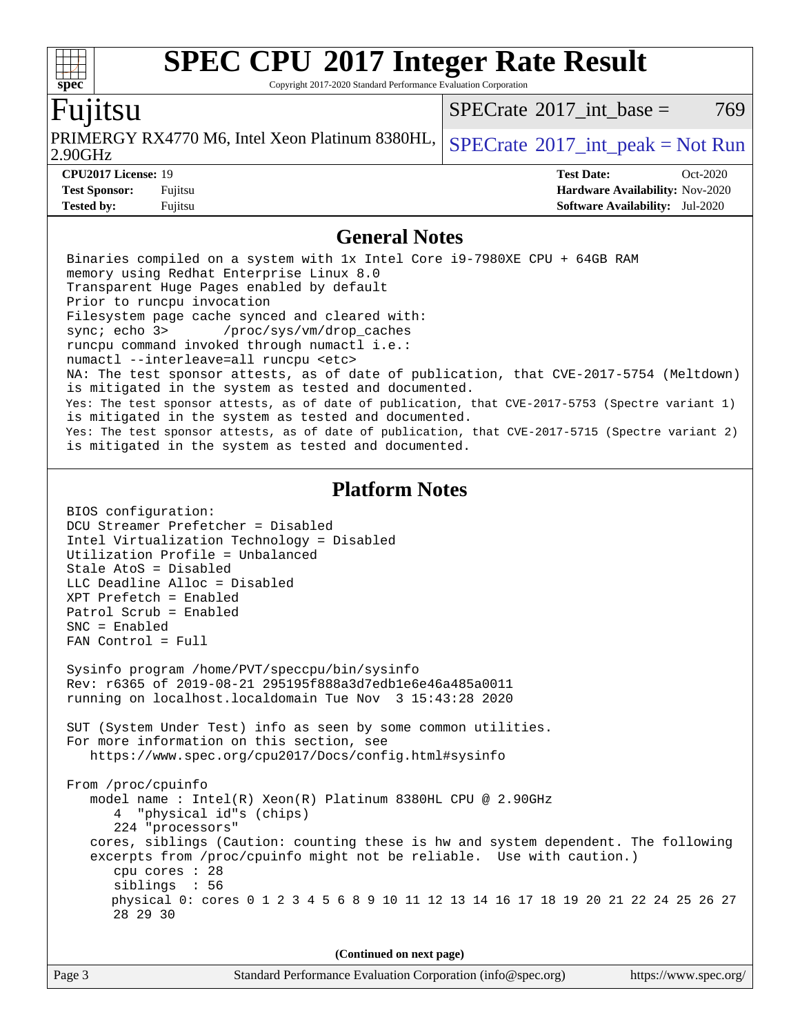# SPEC CPU 2017 Integer Rate Result

Copyright 2017-2020 Standard Performance Evaluation Corporation

## Fujitsu

PRIMERGY RX4770 M6, Intel Xeon Platinum 8380HL, 2.90GHz

SPECrate 2017_int_base = 769

SPECrate 2017_int_peak = Not Run

| | | | |
|---|---|---|---|
| **CPU2017 License:** | 19 | **Test Date:** | Oct-2020 |
| **Test Sponsor:** | Fujitsu | **Hardware Availability:** | Nov-2020 |
| **Tested by:** | Fujitsu | **Software Availability:** | Jul-2020 |

### General Notes

```
Binaries compiled on a system with 1x Intel Core i9-7980XE CPU + 64GB RAM
memory using Redhat Enterprise Linux 8.0
Transparent Huge Pages enabled by default
Prior to runcpu invocation
Filesystem page cache synced and cleared with:
sync; echo 3>       /proc/sys/vm/drop_caches
runcpu command invoked through numactl i.e.:
numactl --interleave=all runcpu <etc>
NA: The test sponsor attests, as of date of publication, that CVE-2017-5754 (Meltdown)
is mitigated in the system as tested and documented.
Yes: The test sponsor attests, as of date of publication, that CVE-2017-5753 (Spectre variant 1)
is mitigated in the system as tested and documented.
Yes: The test sponsor attests, as of date of publication, that CVE-2017-5715 (Spectre variant 2)
is mitigated in the system as tested and documented.
```

### Platform Notes

```
BIOS configuration:
DCU Streamer Prefetcher = Disabled
Intel Virtualization Technology = Disabled
Utilization Profile = Unbalanced
Stale AtoS = Disabled
LLC Deadline Alloc = Disabled
XPT Prefetch = Enabled
Patrol Scrub = Enabled
SNC = Enabled
FAN Control = Full

Sysinfo program /home/PVT/speccpu/bin/sysinfo
Rev: r6365 of 2019-08-21 295195f888a3d7edb1e6e46a485a0011
running on localhost.localdomain Tue Nov  3 15:43:28 2020

SUT (System Under Test) info as seen by some common utilities.
For more information on this section, see
   https://www.spec.org/cpu2017/Docs/config.html#sysinfo

From /proc/cpuinfo
   model name : Intel(R) Xeon(R) Platinum 8380HL CPU @ 2.90GHz
      4  "physical id"s (chips)
      224 "processors"
   cores, siblings (Caution: counting these is hw and system dependent. The following
   excerpts from /proc/cpuinfo might not be reliable.  Use with caution.)
      cpu cores : 28
      siblings  : 56
      physical 0: cores 0 1 2 3 4 5 6 8 9 10 11 12 13 14 16 17 18 19 20 21 22 24 25 26 27
      28 29 30
```

(Continued on next page)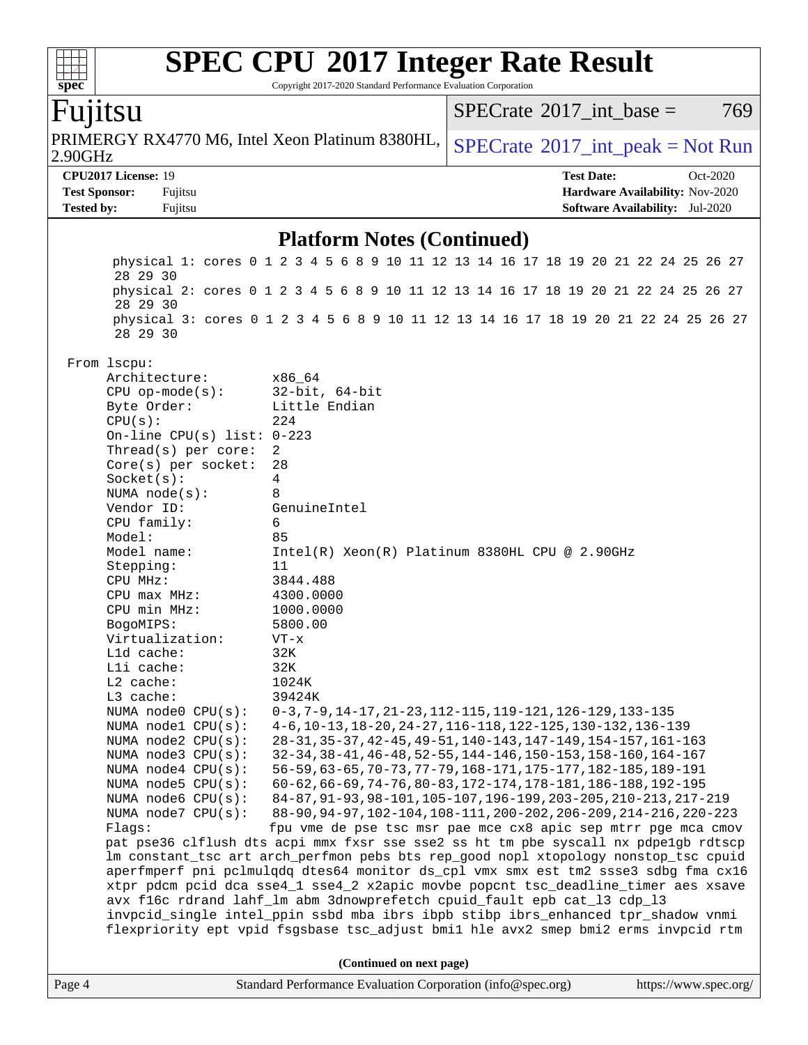# SPEC CPU 2017 Integer Rate Result

Copyright 2017-2020 Standard Performance Evaluation Corporation

## Fujitsu

PRIMERGY RX4770 M6, Intel Xeon Platinum 8380HL, 2.90GHz

SPECrate 2017_int_base = 769

SPECrate 2017_int_peak = Not Run

**CPU2017 License:** 19
**Test Sponsor:** Fujitsu
**Tested by:** Fujitsu

**Test Date:** Oct-2020
**Hardware Availability:** Nov-2020
**Software Availability:** Jul-2020

### Platform Notes (Continued)

```
      physical 1: cores 0 1 2 3 4 5 6 8 9 10 11 12 13 14 16 17 18 19 20 21 22 24 25 26 27
      28 29 30
      physical 2: cores 0 1 2 3 4 5 6 8 9 10 11 12 13 14 16 17 18 19 20 21 22 24 25 26 27
      28 29 30
      physical 3: cores 0 1 2 3 4 5 6 8 9 10 11 12 13 14 16 17 18 19 20 21 22 24 25 26 27
      28 29 30

 From lscpu:
      Architecture:          x86_64
      CPU op-mode(s):        32-bit, 64-bit
      Byte Order:            Little Endian
      CPU(s):                224
      On-line CPU(s) list: 0-223
      Thread(s) per core:    2
      Core(s) per socket:    28
      Socket(s):             4
      NUMA node(s):          8
      Vendor ID:             GenuineIntel
      CPU family:            6
      Model:                 85
      Model name:            Intel(R) Xeon(R) Platinum 8380HL CPU @ 2.90GHz
      Stepping:              11
      CPU MHz:               3844.488
      CPU max MHz:           4300.0000
      CPU min MHz:           1000.0000
      BogoMIPS:              5800.00
      Virtualization:        VT-x
      L1d cache:             32K
      L1i cache:             32K
      L2 cache:              1024K
      L3 cache:              39424K
      NUMA node0 CPU(s):     0-3,7-9,14-17,21-23,112-115,119-121,126-129,133-135
      NUMA node1 CPU(s):     4-6,10-13,18-20,24-27,116-118,122-125,130-132,136-139
      NUMA node2 CPU(s):     28-31,35-37,42-45,49-51,140-143,147-149,154-157,161-163
      NUMA node3 CPU(s):     32-34,38-41,46-48,52-55,144-146,150-153,158-160,164-167
      NUMA node4 CPU(s):     56-59,63-65,70-73,77-79,168-171,175-177,182-185,189-191
      NUMA node5 CPU(s):     60-62,66-69,74-76,80-83,172-174,178-181,186-188,192-195
      NUMA node6 CPU(s):     84-87,91-93,98-101,105-107,196-199,203-205,210-213,217-219
      NUMA node7 CPU(s):     88-90,94-97,102-104,108-111,200-202,206-209,214-216,220-223
      Flags:                 fpu vme de pse tsc msr pae mce cx8 apic sep mtrr pge mca cmov
      pat pse36 clflush dts acpi mmx fxsr sse sse2 ss ht tm pbe syscall nx pdpe1gb rdtscp
      lm constant_tsc art arch_perfmon pebs bts rep_good nopl xtopology nonstop_tsc cpuid
      aperfmperf pni pclmulqdq dtes64 monitor ds_cpl vmx smx est tm2 ssse3 sdbg fma cx16
      xtpr pdcm pcid dca sse4_1 sse4_2 x2apic movbe popcnt tsc_deadline_timer aes xsave
      avx f16c rdrand lahf_lm abm 3dnowprefetch cpuid_fault epb cat_l3 cdp_l3
      invpcid_single intel_ppin ssbd mba ibrs ibpb stibp ibrs_enhanced tpr_shadow vnmi
      flexpriority ept vpid fsgsbase tsc_adjust bmi1 hle avx2 smep bmi2 erms invpcid rtm
```

(Continued on next page)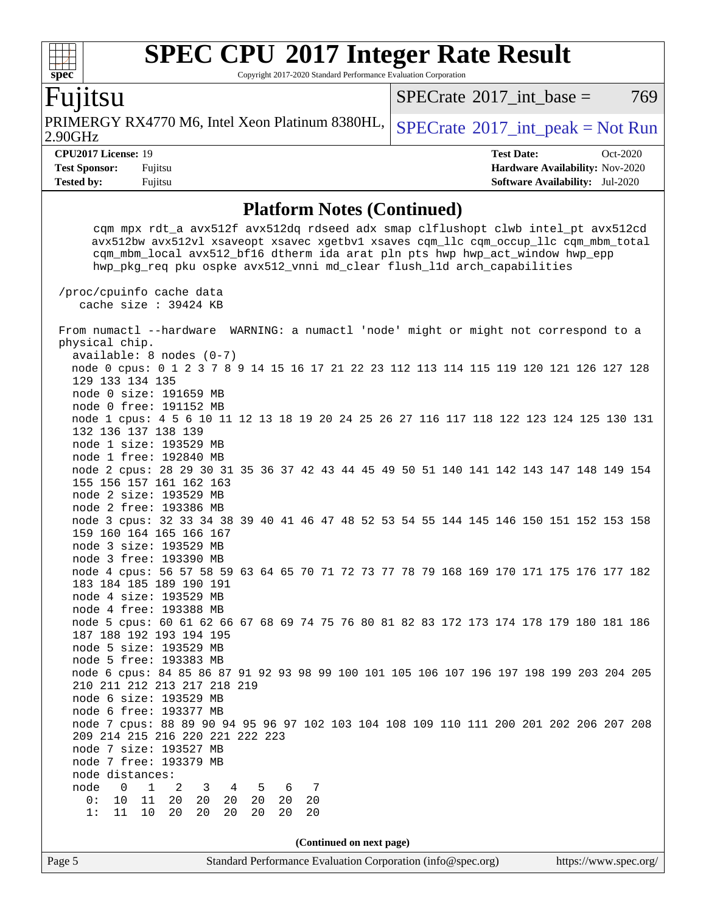# SPEC CPU 2017 Integer Rate Result

Copyright 2017-2020 Standard Performance Evaluation Corporation

## Fujitsu

PRIMERGY RX4770 M6, Intel Xeon Platinum 8380HL, 2.90GHz

SPECrate 2017_int_base = 769

SPECrate 2017_int_peak = Not Run

**CPU2017 License:** 19
**Test Sponsor:** Fujitsu
**Tested by:** Fujitsu

**Test Date:** Oct-2020
**Hardware Availability:** Nov-2020
**Software Availability:** Jul-2020

## Platform Notes (Continued)

```
     cqm mpx rdt_a avx512f avx512dq rdseed adx smap clflushopt clwb intel_pt avx512cd
     avx512bw avx512vl xsaveopt xsavec xgetbv1 xsaves cqm_llc cqm_occup_llc cqm_mbm_total
     cqm_mbm_local avx512_bf16 dtherm ida arat pln pts hwp hwp_act_window hwp_epp
     hwp_pkg_req pku ospke avx512_vnni md_clear flush_l1d arch_capabilities

 /proc/cpuinfo cache data
    cache size : 39424 KB

 From numactl --hardware  WARNING: a numactl 'node' might or might not correspond to a
 physical chip.
   available: 8 nodes (0-7)
   node 0 cpus: 0 1 2 3 7 8 9 14 15 16 17 21 22 23 112 113 114 115 119 120 121 126 127 128
   129 133 134 135
   node 0 size: 191659 MB
   node 0 free: 191152 MB
   node 1 cpus: 4 5 6 10 11 12 13 18 19 20 24 25 26 27 116 117 118 122 123 124 125 130 131
   132 136 137 138 139
   node 1 size: 193529 MB
   node 1 free: 192840 MB
   node 2 cpus: 28 29 30 31 35 36 37 42 43 44 45 49 50 51 140 141 142 143 147 148 149 154
   155 156 157 161 162 163
   node 2 size: 193529 MB
   node 2 free: 193386 MB
   node 3 cpus: 32 33 34 38 39 40 41 46 47 48 52 53 54 55 144 145 146 150 151 152 153 158
   159 160 164 165 166 167
   node 3 size: 193529 MB
   node 3 free: 193390 MB
   node 4 cpus: 56 57 58 59 63 64 65 70 71 72 73 77 78 79 168 169 170 171 175 176 177 182
   183 184 185 189 190 191
   node 4 size: 193529 MB
   node 4 free: 193388 MB
   node 5 cpus: 60 61 62 66 67 68 69 74 75 76 80 81 82 83 172 173 174 178 179 180 181 186
   187 188 192 193 194 195
   node 5 size: 193529 MB
   node 5 free: 193383 MB
   node 6 cpus: 84 85 86 87 91 92 93 98 99 100 101 105 106 107 196 197 198 199 203 204 205
   210 211 212 213 217 218 219
   node 6 size: 193529 MB
   node 6 free: 193377 MB
   node 7 cpus: 88 89 90 94 95 96 97 102 103 104 108 109 110 111 200 201 202 206 207 208
   209 214 215 216 220 221 222 223
   node 7 size: 193527 MB
   node 7 free: 193379 MB
   node distances:
   node   0   1   2   3   4   5   6   7
     0:  10  11  20  20  20  20  20  20
     1:  11  10  20  20  20  20  20  20
```

(Continued on next page)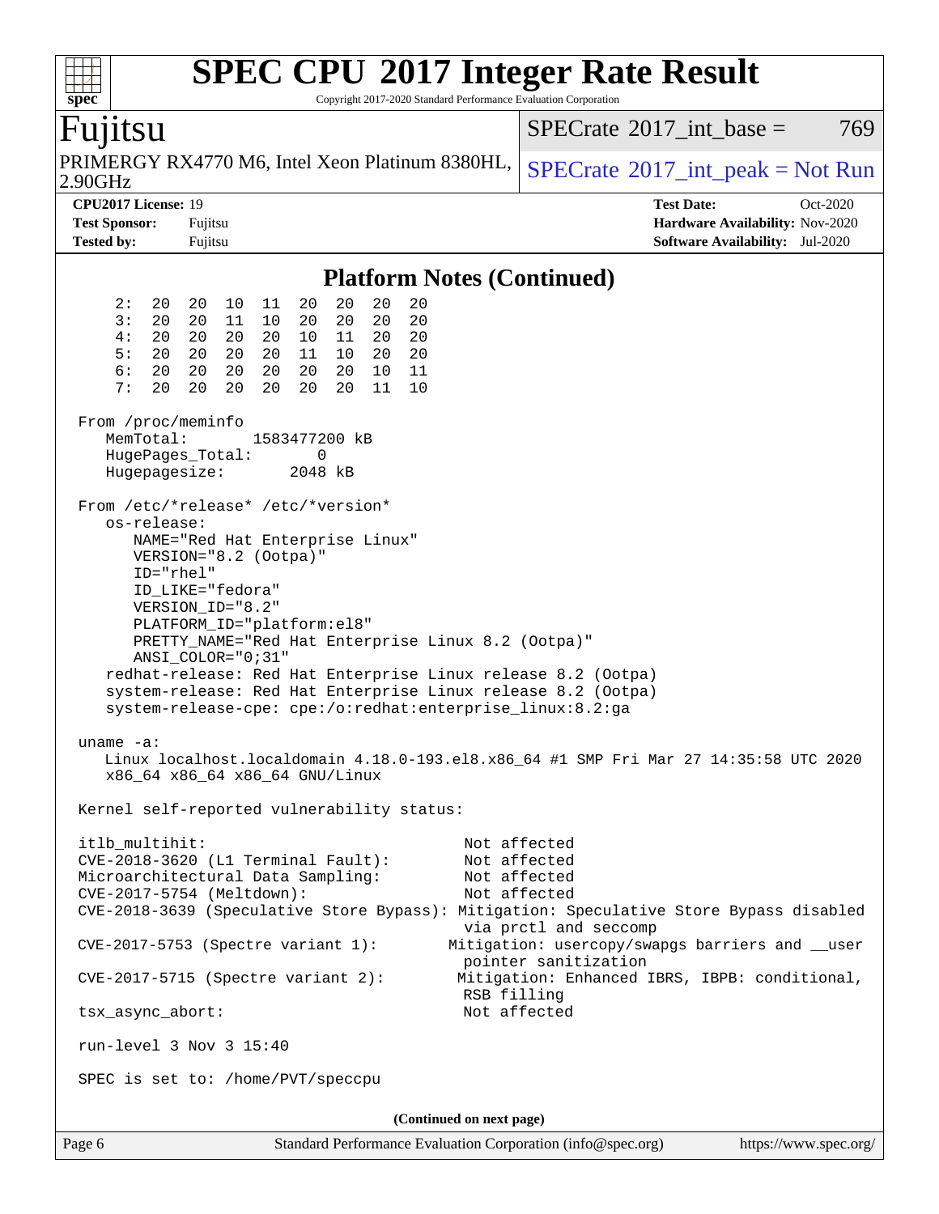# SPEC CPU 2017 Integer Rate Result

Copyright 2017-2020 Standard Performance Evaluation Corporation

**Fujitsu**

PRIMERGY RX4770 M6, Intel Xeon Platinum 8380HL, 2.90GHz

SPECrate 2017_int_base = 769

SPECrate 2017_int_peak = Not Run

**CPU2017 License:** 19
**Test Sponsor:** Fujitsu
**Tested by:** Fujitsu

**Test Date:** Oct-2020
**Hardware Availability:** Nov-2020
**Software Availability:** Jul-2020

## Platform Notes (Continued)

```
    2:  20  20  10  11  20  20  20  20
    3:  20  20  11  10  20  20  20  20
    4:  20  20  20  20  10  11  20  20
    5:  20  20  20  20  11  10  20  20
    6:  20  20  20  20  20  20  10  11
    7:  20  20  20  20  20  20  11  10

From /proc/meminfo
   MemTotal:       1583477200 kB
   HugePages_Total:       0
   Hugepagesize:       2048 kB

From /etc/*release* /etc/*version*
   os-release:
      NAME="Red Hat Enterprise Linux"
      VERSION="8.2 (Ootpa)"
      ID="rhel"
      ID_LIKE="fedora"
      VERSION_ID="8.2"
      PLATFORM_ID="platform:el8"
      PRETTY_NAME="Red Hat Enterprise Linux 8.2 (Ootpa)"
      ANSI_COLOR="0;31"
   redhat-release: Red Hat Enterprise Linux release 8.2 (Ootpa)
   system-release: Red Hat Enterprise Linux release 8.2 (Ootpa)
   system-release-cpe: cpe:/o:redhat:enterprise_linux:8.2:ga

uname -a:
   Linux localhost.localdomain 4.18.0-193.el8.x86_64 #1 SMP Fri Mar 27 14:35:58 UTC 2020
   x86_64 x86_64 x86_64 GNU/Linux

Kernel self-reported vulnerability status:

itlb_multihit:                              Not affected
CVE-2018-3620 (L1 Terminal Fault):          Not affected
Microarchitectural Data Sampling:           Not affected
CVE-2017-5754 (Meltdown):                   Not affected
CVE-2018-3639 (Speculative Store Bypass): Mitigation: Speculative Store Bypass disabled
                                            via prctl and seccomp
CVE-2017-5753 (Spectre variant 1):        Mitigation: usercopy/swapgs barriers and __user
                                            pointer sanitization
CVE-2017-5715 (Spectre variant 2):         Mitigation: Enhanced IBRS, IBPB: conditional,
                                            RSB filling
tsx_async_abort:                            Not affected

run-level 3 Nov 3 15:40

SPEC is set to: /home/PVT/speccpu
```

**(Continued on next page)**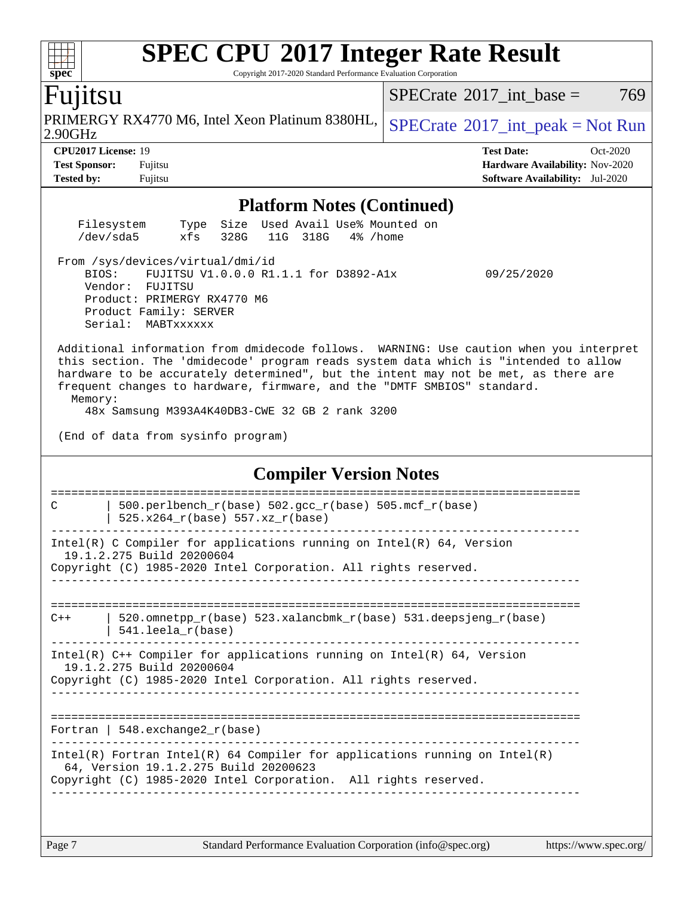## Platform Notes (Continued)

```
    Filesystem     Type  Size  Used Avail Use% Mounted on
    /dev/sda5      xfs   328G   11G  318G   4% /home

 From /sys/devices/virtual/dmi/id
     BIOS:    FUJITSU V1.0.0.0 R1.1.1 for D3892-A1x            09/25/2020
     Vendor:  FUJITSU
     Product: PRIMERGY RX4770 M6
     Product Family: SERVER
     Serial:  MABTxxxxxx

 Additional information from dmidecode follows.  WARNING: Use caution when you interpret
 this section. The 'dmidecode' program reads system data which is "intended to allow
 hardware to be accurately determined", but the intent may not be met, as there are
 frequent changes to hardware, firmware, and the "DMTF SMBIOS" standard.
   Memory:
     48x Samsung M393A4K40DB3-CWE 32 GB 2 rank 3200

 (End of data from sysinfo program)
```

## Compiler Version Notes

```
==============================================================================
C       | 500.perlbench_r(base) 502.gcc_r(base) 505.mcf_r(base)
        | 525.x264_r(base) 557.xz_r(base)
------------------------------------------------------------------------------
Intel(R) C Compiler for applications running on Intel(R) 64, Version
  19.1.2.275 Build 20200604
Copyright (C) 1985-2020 Intel Corporation. All rights reserved.
------------------------------------------------------------------------------

==============================================================================
C++     | 520.omnetpp_r(base) 523.xalancbmk_r(base) 531.deepsjeng_r(base)
        | 541.leela_r(base)
------------------------------------------------------------------------------
Intel(R) C++ Compiler for applications running on Intel(R) 64, Version
  19.1.2.275 Build 20200604
Copyright (C) 1985-2020 Intel Corporation. All rights reserved.
------------------------------------------------------------------------------

==============================================================================
Fortran | 548.exchange2_r(base)
------------------------------------------------------------------------------
Intel(R) Fortran Intel(R) 64 Compiler for applications running on Intel(R)
  64, Version 19.1.2.275 Build 20200623
Copyright (C) 1985-2020 Intel Corporation.  All rights reserved.
------------------------------------------------------------------------------
```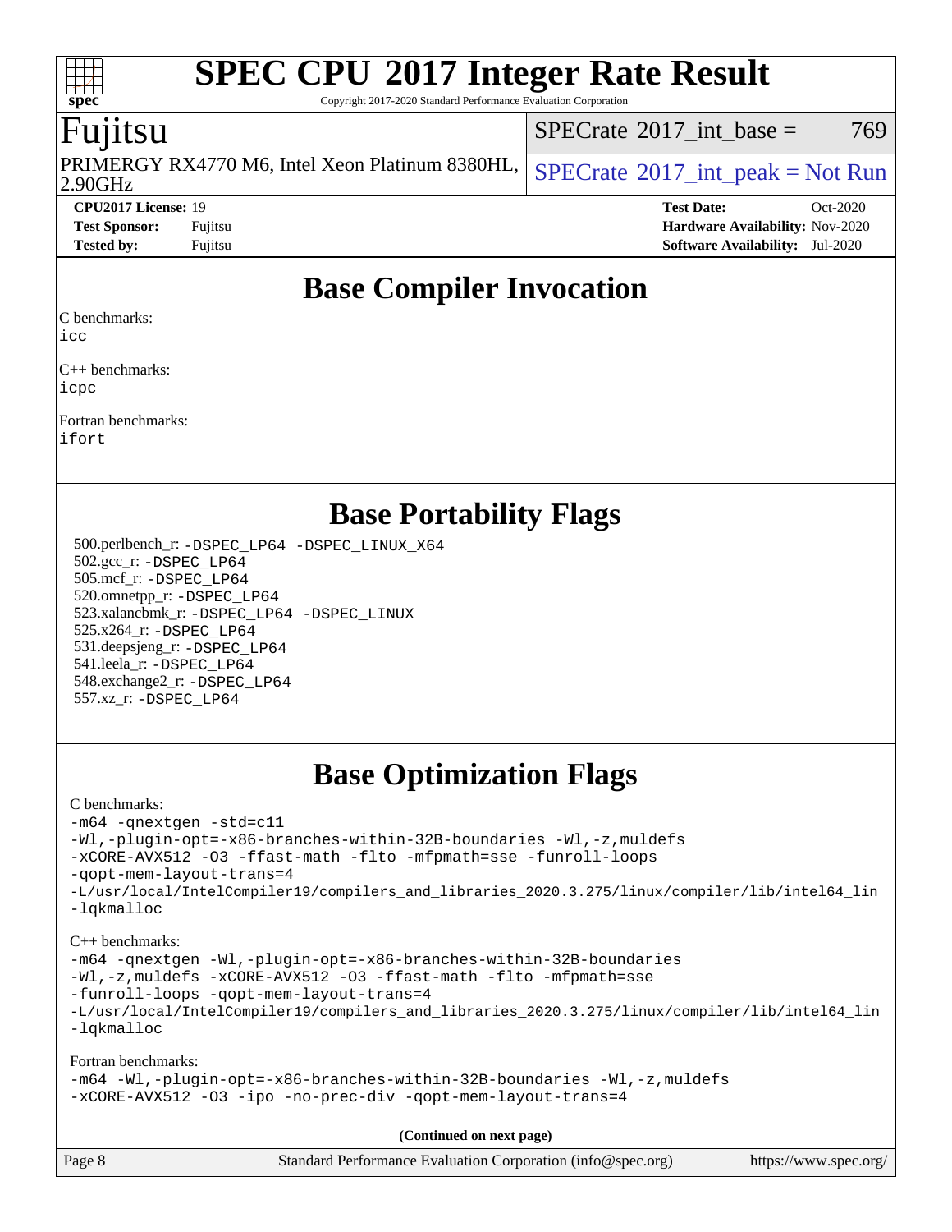# SPEC CPU 2017 Integer Rate Result

Copyright 2017-2020 Standard Performance Evaluation Corporation

## Fujitsu

PRIMERGY RX4770 M6, Intel Xeon Platinum 8380HL, 2.90GHz

SPECrate 2017_int_base = 769

SPECrate 2017_int_peak = Not Run

**CPU2017 License:** 19
**Test Sponsor:** Fujitsu
**Tested by:** Fujitsu

**Test Date:** Oct-2020
**Hardware Availability:** Nov-2020
**Software Availability:** Jul-2020

## Base Compiler Invocation

C benchmarks:
icc

C++ benchmarks:
icpc

Fortran benchmarks:
ifort

## Base Portability Flags

500.perlbench_r: -DSPEC_LP64 -DSPEC_LINUX_X64
502.gcc_r: -DSPEC_LP64
505.mcf_r: -DSPEC_LP64
520.omnetpp_r: -DSPEC_LP64
523.xalancbmk_r: -DSPEC_LP64 -DSPEC_LINUX
525.x264_r: -DSPEC_LP64
531.deepsjeng_r: -DSPEC_LP64
541.leela_r: -DSPEC_LP64
548.exchange2_r: -DSPEC_LP64
557.xz_r: -DSPEC_LP64

## Base Optimization Flags

C benchmarks:
-m64 -qnextgen -std=c11
-Wl,-plugin-opt=-x86-branches-within-32B-boundaries -Wl,-z,muldefs
-xCORE-AVX512 -O3 -ffast-math -flto -mfpmath=sse -funroll-loops
-qopt-mem-layout-trans=4
-L/usr/local/IntelCompiler19/compilers_and_libraries_2020.3.275/linux/compiler/lib/intel64_lin
-lqkmalloc

C++ benchmarks:
-m64 -qnextgen -Wl,-plugin-opt=-x86-branches-within-32B-boundaries
-Wl,-z,muldefs -xCORE-AVX512 -O3 -ffast-math -flto -mfpmath=sse
-funroll-loops -qopt-mem-layout-trans=4
-L/usr/local/IntelCompiler19/compilers_and_libraries_2020.3.275/linux/compiler/lib/intel64_lin
-lqkmalloc

Fortran benchmarks:
-m64 -Wl,-plugin-opt=-x86-branches-within-32B-boundaries -Wl,-z,muldefs
-xCORE-AVX512 -O3 -ipo -no-prec-div -qopt-mem-layout-trans=4

**(Continued on next page)**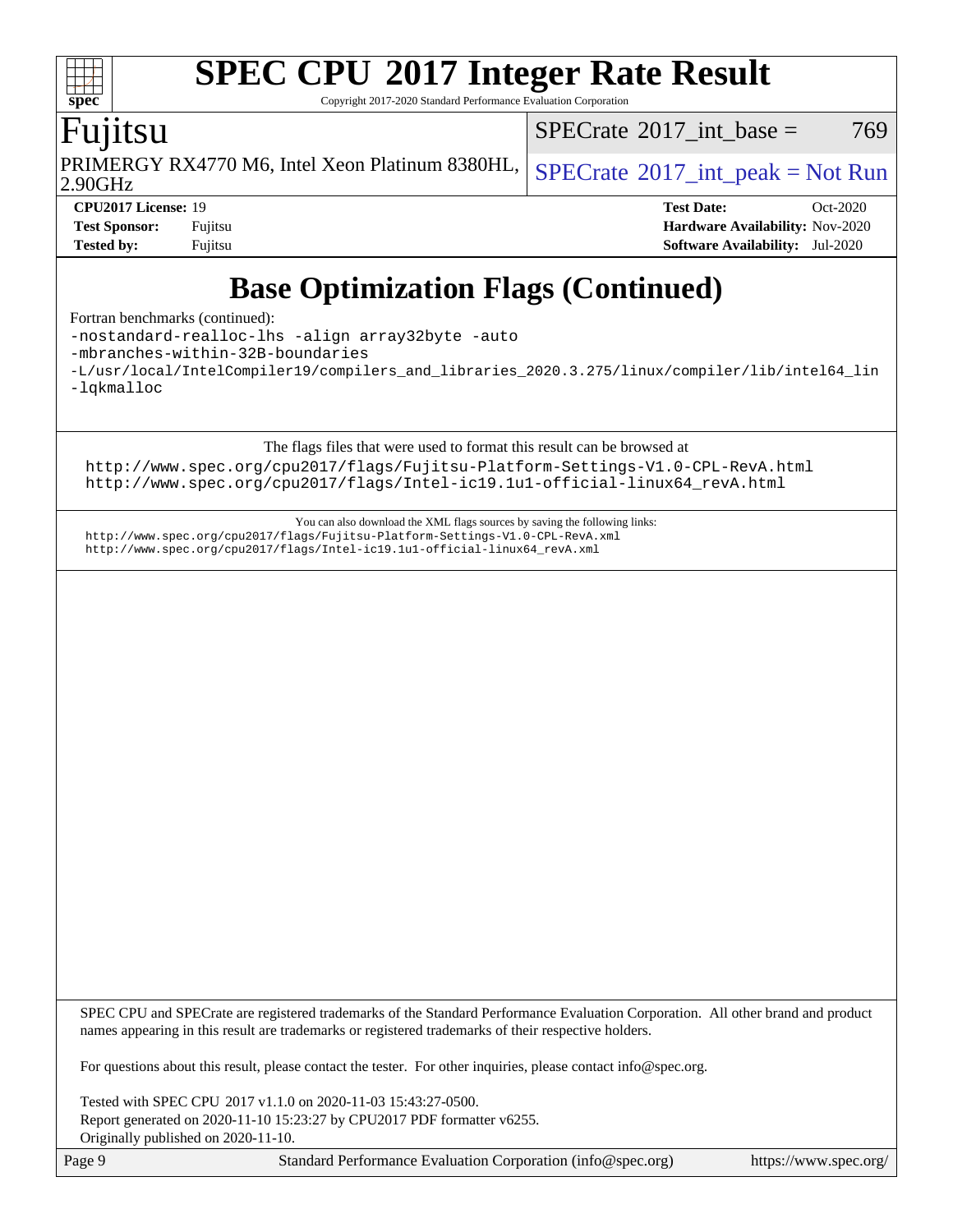# Base Optimization Flags (Continued)

Fortran benchmarks (continued):

```
-nostandard-realloc-lhs -align array32byte -auto
-mbranches-within-32B-boundaries
-L/usr/local/IntelCompiler19/compilers_and_libraries_2020.3.275/linux/compiler/lib/intel64_lin
-lqkmalloc
```

The flags files that were used to format this result can be browsed at

http://www.spec.org/cpu2017/flags/Fujitsu-Platform-Settings-V1.0-CPL-RevA.html
http://www.spec.org/cpu2017/flags/Intel-ic19.1u1-official-linux64_revA.html

You can also download the XML flags sources by saving the following links:

http://www.spec.org/cpu2017/flags/Fujitsu-Platform-Settings-V1.0-CPL-RevA.xml
http://www.spec.org/cpu2017/flags/Intel-ic19.1u1-official-linux64_revA.xml

SPEC CPU and SPECrate are registered trademarks of the Standard Performance Evaluation Corporation. All other brand and product names appearing in this result are trademarks or registered trademarks of their respective holders.

For questions about this result, please contact the tester. For other inquiries, please contact info@spec.org.

Tested with SPEC CPU 2017 v1.1.0 on 2020-11-03 15:43:27-0500.
Report generated on 2020-11-10 15:23:27 by CPU2017 PDF formatter v6255.
Originally published on 2020-11-10.